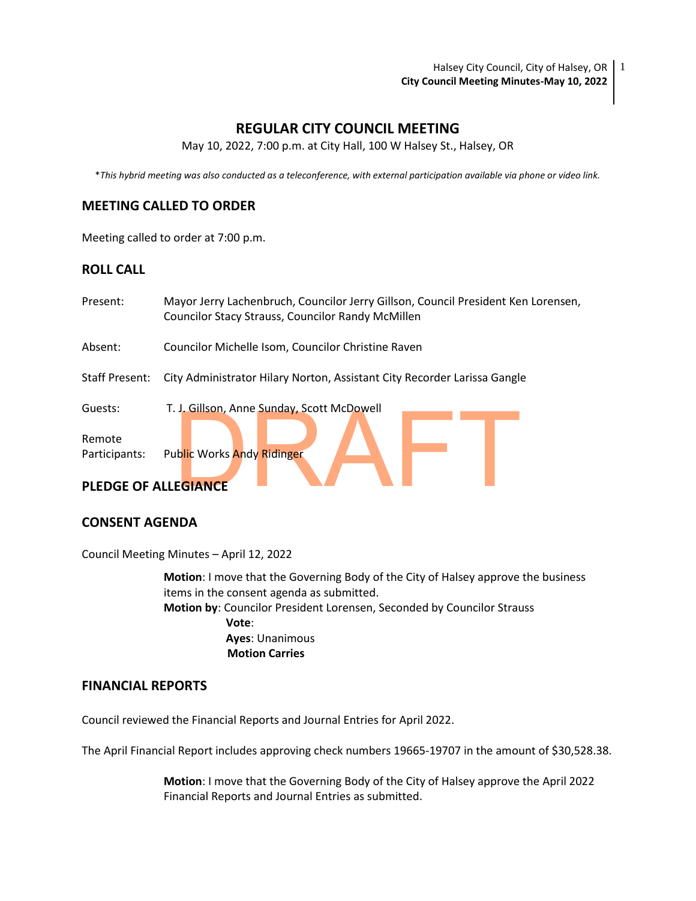# REGULAR CITY COUNCIL MEETING

May 10, 2022, 7:00 p.m. at City Hall, 100 W Halsey St., Halsey, OR

**This hybrid meeting was also conducted as a teleconference, with external participation available via phone or video link.*

## MEETING CALLED TO ORDER

Meeting called to order at 7:00 p.m.

## ROLL CALL

| | |
|---|---|
| Present: | Mayor Jerry Lachenbruch, Councilor Jerry Gillson, Council President Ken Lorensen, Councilor Stacy Strauss, Councilor Randy McMillen |
| Absent: | Councilor Michelle Isom, Councilor Christine Raven |
| Staff Present: | City Administrator Hilary Norton, Assistant City Recorder Larissa Gangle |
| Guests: | T. J. Gillson, Anne Sunday, Scott McDowell |
| Remote Participants: | Public Works Andy Ridinger |

DRAFT

## PLEDGE OF ALLEGIANCE

## CONSENT AGENDA

Council Meeting Minutes – April 12, 2022

**Motion**: I move that the Governing Body of the City of Halsey approve the business items in the consent agenda as submitted.
**Motion by**: Councilor President Lorensen, Seconded by Councilor Strauss
**Vote**:
**Ayes**: Unanimous
**Motion Carries**

## FINANCIAL REPORTS

Council reviewed the Financial Reports and Journal Entries for April 2022.

The April Financial Report includes approving check numbers 19665-19707 in the amount of $30,528.38.

**Motion**: I move that the Governing Body of the City of Halsey approve the April 2022 Financial Reports and Journal Entries as submitted.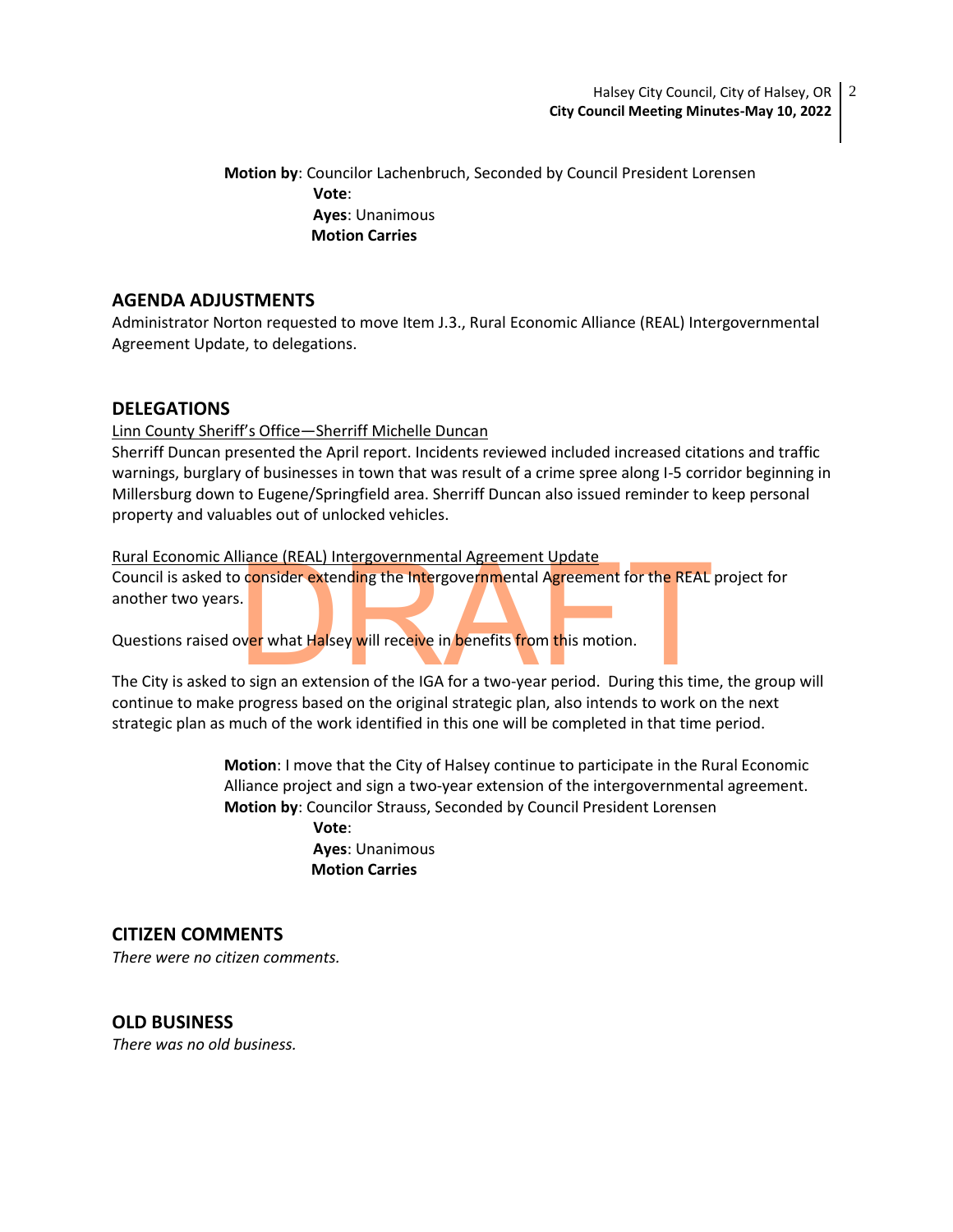**Motion by**: Councilor Lachenbruch, Seconded by Council President Lorensen
**Vote**:
**Ayes**: Unanimous
**Motion Carries**

## AGENDA ADJUSTMENTS

Administrator Norton requested to move Item J.3., Rural Economic Alliance (REAL) Intergovernmental Agreement Update, to delegations.

## DELEGATIONS

Linn County Sheriff's Office—Sherriff Michelle Duncan

Sherriff Duncan presented the April report. Incidents reviewed included increased citations and traffic warnings, burglary of businesses in town that was result of a crime spree along I-5 corridor beginning in Millersburg down to Eugene/Springfield area. Sherriff Duncan also issued reminder to keep personal property and valuables out of unlocked vehicles.

Rural Economic Alliance (REAL) Intergovernmental Agreement Update

Council is asked to consider extending the Intergovernmental Agreement for the REAL project for another two years.

Questions raised over what Halsey will receive in benefits from this motion.

The City is asked to sign an extension of the IGA for a two-year period. During this time, the group will continue to make progress based on the original strategic plan, also intends to work on the next strategic plan as much of the work identified in this one will be completed in that time period.

**Motion**: I move that the City of Halsey continue to participate in the Rural Economic Alliance project and sign a two-year extension of the intergovernmental agreement.
**Motion by**: Councilor Strauss, Seconded by Council President Lorensen
**Vote**:
**Ayes**: Unanimous
**Motion Carries**

## CITIZEN COMMENTS

*There were no citizen comments.*

## OLD BUSINESS

*There was no old business.*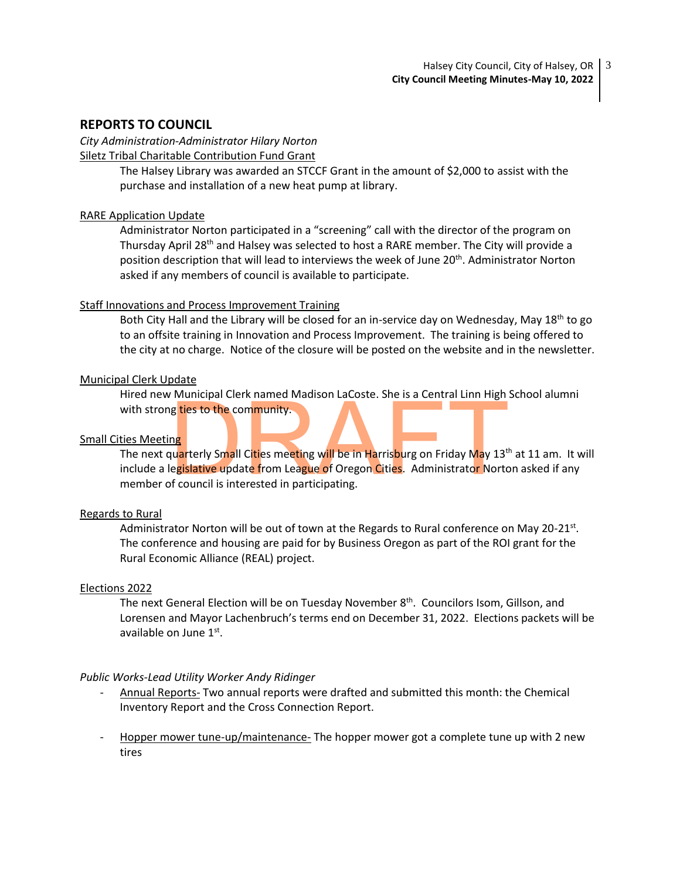## REPORTS TO COUNCIL

*City Administration-Administrator Hilary Norton*

Siletz Tribal Charitable Contribution Fund Grant

The Halsey Library was awarded an STCCF Grant in the amount of $2,000 to assist with the purchase and installation of a new heat pump at library.

RARE Application Update

Administrator Norton participated in a "screening" call with the director of the program on Thursday April 28th and Halsey was selected to host a RARE member. The City will provide a position description that will lead to interviews the week of June 20th. Administrator Norton asked if any members of council is available to participate.

Staff Innovations and Process Improvement Training

Both City Hall and the Library will be closed for an in-service day on Wednesday, May 18th to go to an offsite training in Innovation and Process Improvement. The training is being offered to the city at no charge. Notice of the closure will be posted on the website and in the newsletter.

Municipal Clerk Update

Hired new Municipal Clerk named Madison LaCoste. She is a Central Linn High School alumni with strong ties to the community.

Small Cities Meeting

The next quarterly Small Cities meeting will be in Harrisburg on Friday May 13th at 11 am. It will include a legislative update from League of Oregon Cities. Administrator Norton asked if any member of council is interested in participating.

Regards to Rural

Administrator Norton will be out of town at the Regards to Rural conference on May 20-21st. The conference and housing are paid for by Business Oregon as part of the ROI grant for the Rural Economic Alliance (REAL) project.

Elections 2022

The next General Election will be on Tuesday November 8th. Councilors Isom, Gillson, and Lorensen and Mayor Lachenbruch's terms end on December 31, 2022. Elections packets will be available on June 1st.

*Public Works-Lead Utility Worker Andy Ridinger*

- Annual Reports- Two annual reports were drafted and submitted this month: the Chemical Inventory Report and the Cross Connection Report.
- Hopper mower tune-up/maintenance- The hopper mower got a complete tune up with 2 new tires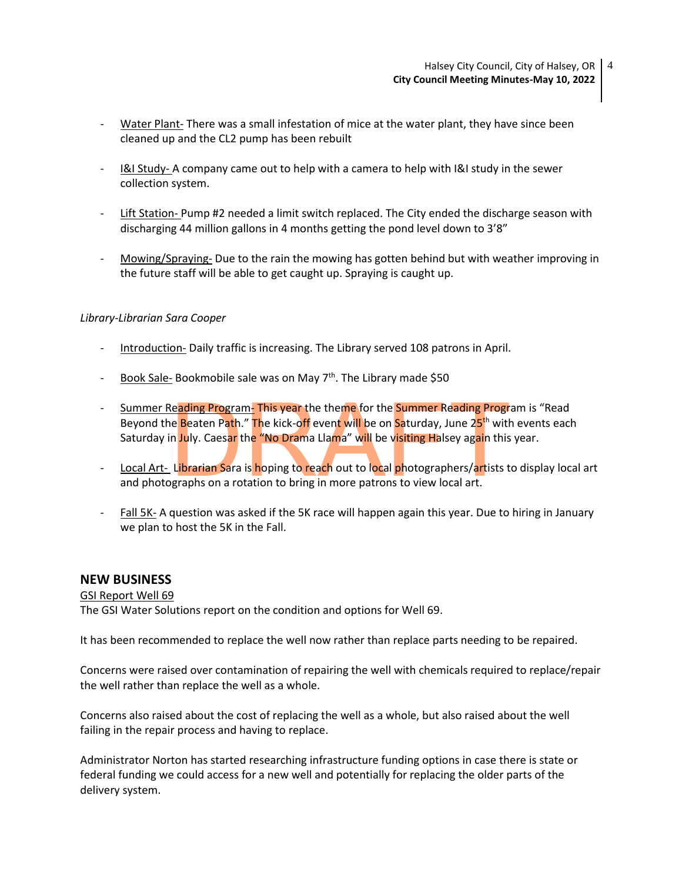- Water Plant- There was a small infestation of mice at the water plant, they have since been cleaned up and the CL2 pump has been rebuilt

- I&I Study- A company came out to help with a camera to help with I&I study in the sewer collection system.

- Lift Station- Pump #2 needed a limit switch replaced. The City ended the discharge season with discharging 44 million gallons in 4 months getting the pond level down to 3'8"

- Mowing/Spraying- Due to the rain the mowing has gotten behind but with weather improving in the future staff will be able to get caught up. Spraying is caught up.

*Library-Librarian Sara Cooper*

- Introduction- Daily traffic is increasing. The Library served 108 patrons in April.

- Book Sale- Bookmobile sale was on May 7th. The Library made $50

- Summer Reading Program- This year the theme for the Summer Reading Program is "Read Beyond the Beaten Path." The kick-off event will be on Saturday, June 25th with events each Saturday in July. Caesar the "No Drama Llama" will be visiting Halsey again this year.

- Local Art- Librarian Sara is hoping to reach out to local photographers/artists to display local art and photographs on a rotation to bring in more patrons to view local art.

- Fall 5K- A question was asked if the 5K race will happen again this year. Due to hiring in January we plan to host the 5K in the Fall.

## NEW BUSINESS

GSI Report Well 69

The GSI Water Solutions report on the condition and options for Well 69.

It has been recommended to replace the well now rather than replace parts needing to be repaired.

Concerns were raised over contamination of repairing the well with chemicals required to replace/repair the well rather than replace the well as a whole.

Concerns also raised about the cost of replacing the well as a whole, but also raised about the well failing in the repair process and having to replace.

Administrator Norton has started researching infrastructure funding options in case there is state or federal funding we could access for a new well and potentially for replacing the older parts of the delivery system.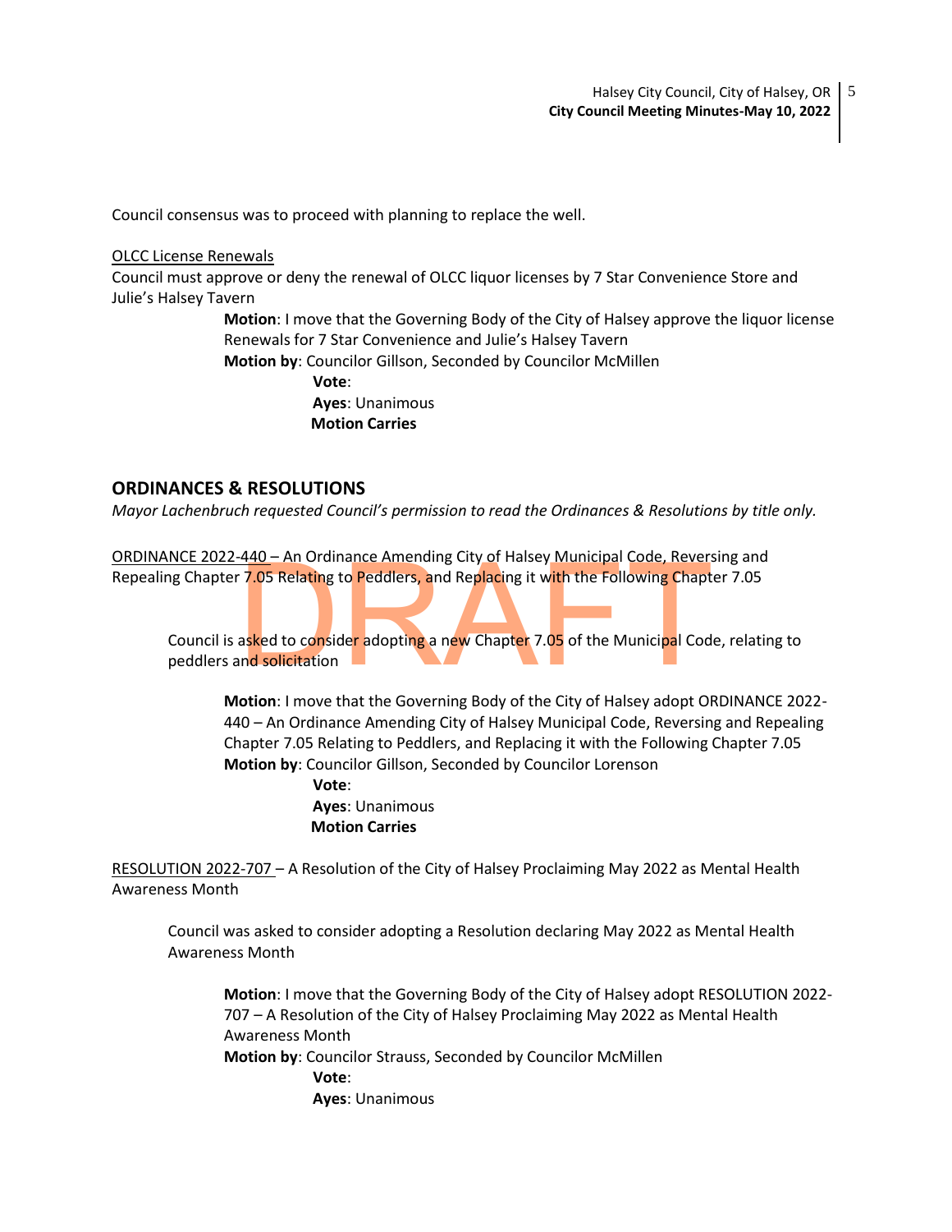Council consensus was to proceed with planning to replace the well.

<u>OLCC License Renewals</u>
Council must approve or deny the renewal of OLCC liquor licenses by 7 Star Convenience Store and Julie's Halsey Tavern

> **Motion**: I move that the Governing Body of the City of Halsey approve the liquor license Renewals for 7 Star Convenience and Julie's Halsey Tavern
> **Motion by**: Councilor Gillson, Seconded by Councilor McMillen
> **Vote**:
> **Ayes**: Unanimous
> **Motion Carries**

## ORDINANCES & RESOLUTIONS

*Mayor Lachenbruch requested Council's permission to read the Ordinances & Resolutions by title only.*

<u>ORDINANCE 2022-440</u> – An Ordinance Amending City of Halsey Municipal Code, Reversing and Repealing Chapter 7.05 Relating to Peddlers, and Replacing it with the Following Chapter 7.05

Council is asked to consider adopting a new Chapter 7.05 of the Municipal Code, relating to peddlers and solicitation

> **Motion**: I move that the Governing Body of the City of Halsey adopt ORDINANCE 2022-440 – An Ordinance Amending City of Halsey Municipal Code, Reversing and Repealing Chapter 7.05 Relating to Peddlers, and Replacing it with the Following Chapter 7.05
> **Motion by**: Councilor Gillson, Seconded by Councilor Lorenson
> **Vote**:
> **Ayes**: Unanimous
> **Motion Carries**

<u>RESOLUTION 2022-707</u> – A Resolution of the City of Halsey Proclaiming May 2022 as Mental Health Awareness Month

Council was asked to consider adopting a Resolution declaring May 2022 as Mental Health Awareness Month

> **Motion**: I move that the Governing Body of the City of Halsey adopt RESOLUTION 2022-707 – A Resolution of the City of Halsey Proclaiming May 2022 as Mental Health Awareness Month
> **Motion by**: Councilor Strauss, Seconded by Councilor McMillen
> **Vote**:
> **Ayes**: Unanimous

DRAFT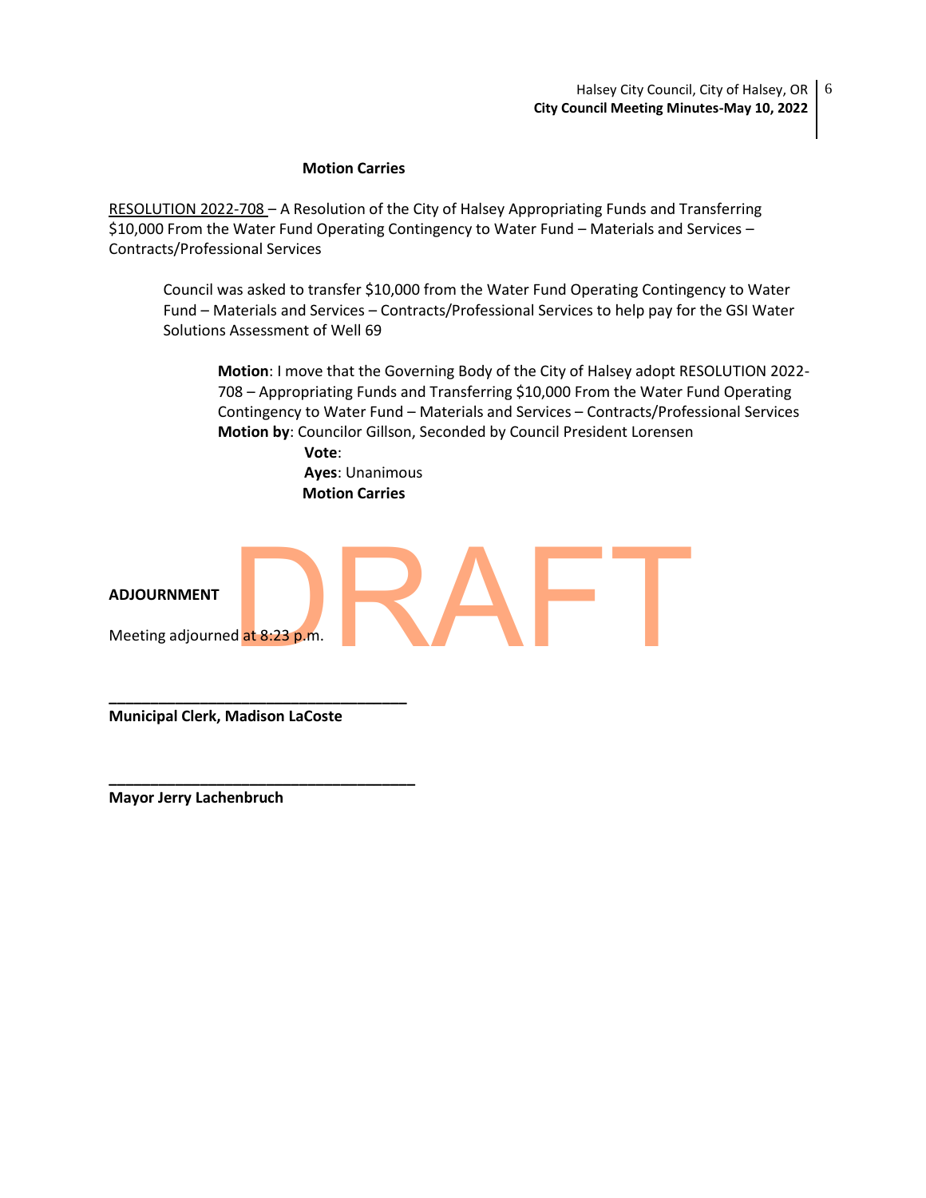**Motion Carries**

RESOLUTION 2022-708 – A Resolution of the City of Halsey Appropriating Funds and Transferring $10,000 From the Water Fund Operating Contingency to Water Fund – Materials and Services – Contracts/Professional Services

Council was asked to transfer $10,000 from the Water Fund Operating Contingency to Water Fund – Materials and Services – Contracts/Professional Services to help pay for the GSI Water Solutions Assessment of Well 69

**Motion**: I move that the Governing Body of the City of Halsey adopt RESOLUTION 2022-708 – Appropriating Funds and Transferring $10,000 From the Water Fund Operating Contingency to Water Fund – Materials and Services – Contracts/Professional Services
**Motion by**: Councilor Gillson, Seconded by Council President Lorensen

**Vote**:
**Ayes**: Unanimous
**Motion Carries**

DRAFT

**ADJOURNMENT**

Meeting adjourned at 8:23 p.m.

___________________________________
**Municipal Clerk, Madison LaCoste**

____________________________________
**Mayor Jerry Lachenbruch**